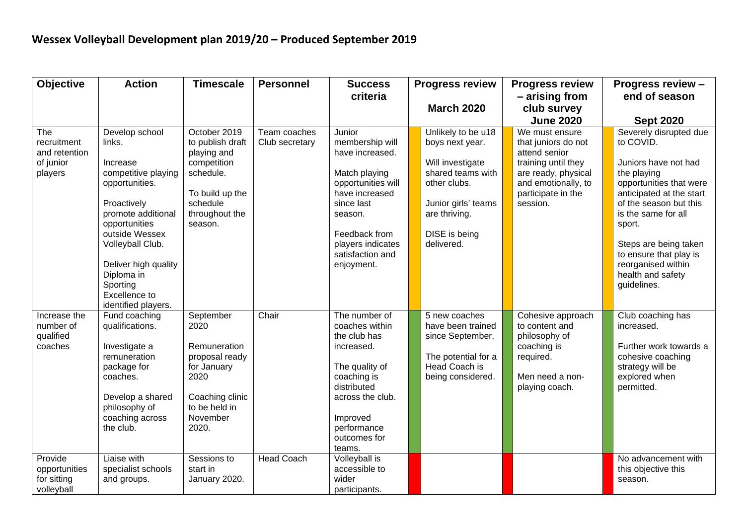## Wessex Volleyball Development plan 2019/20 – Produced September 2019

| Objective | Action | Timescale | Personnel | Success criteria | Progress review March 2020 | Progress review – arising from club survey June 2020 | Progress review – end of season Sept 2020 |
|---|---|---|---|---|---|---|---|
| The recruitment and retention of junior players | Develop school links.<br><br>Increase competitive playing opportunities.<br><br>Proactively promote additional opportunities outside Wessex Volleyball Club.<br><br>Deliver high quality Diploma in Sporting Excellence to identified players. | October 2019 to publish draft playing and competition schedule.<br><br>To build up the schedule throughout the season. | Team coaches<br>Club secretary | Junior membership will have increased.<br><br>Match playing opportunities will have increased since last season.<br><br>Feedback from players indicates satisfaction and enjoyment. | Unlikely to be u18 boys next year.<br><br>Will investigate shared teams with other clubs.<br><br>Junior girls' teams are thriving.<br><br>DISE is being delivered. | We must ensure that juniors do not attend senior training until they are ready, physical and emotionally, to participate in the session. | Severely disrupted due to COVID.<br><br>Juniors have not had the playing opportunities that were anticipated at the start of the season but this is the same for all sport.<br><br>Steps are being taken to ensure that play is reorganised within health and safety guidelines. |
| Increase the number of qualified coaches | Fund coaching qualifications.<br><br>Investigate a remuneration package for coaches.<br><br>Develop a shared philosophy of coaching across the club. | September 2020<br><br>Remuneration proposal ready for January 2020<br><br>Coaching clinic to be held in November 2020. | Chair | The number of coaches within the club has increased.<br><br>The quality of coaching is distributed across the club.<br><br>Improved performance outcomes for teams. | 5 new coaches have been trained since September.<br><br>The potential for a Head Coach is being considered. | Cohesive approach to content and philosophy of coaching is required.<br><br>Men need a non-playing coach. | Club coaching has increased.<br><br>Further work towards a cohesive coaching strategy will be explored when permitted. |
| Provide opportunities for sitting volleyball | Liaise with specialist schools and groups. | Sessions to start in January 2020. | Head Coach | Volleyball is accessible to wider participants. | | | No advancement with this objective this season. |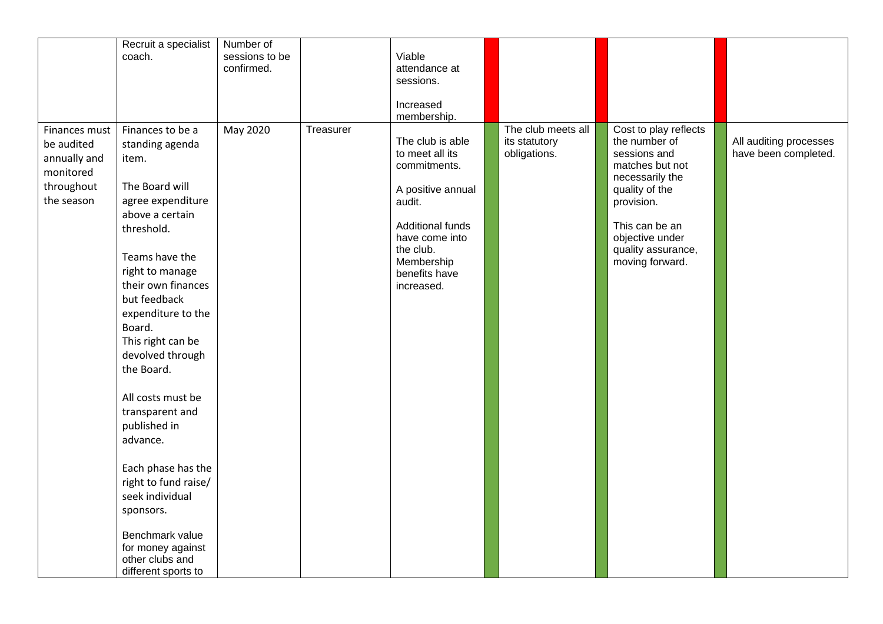| | | | | | | | | | | |
|---|---|---|---|---|---|---|---|---|---|---|
| | Recruit a specialist coach. | Number of sessions to be confirmed. | | Viable attendance at sessions.<br><br>Increased membership. | | | | | | |
| Finances must be audited annually and monitored throughout the season | Finances to be a standing agenda item.<br><br>The Board will agree expenditure above a certain threshold.<br><br>Teams have the right to manage their own finances but feedback expenditure to the Board.<br>This right can be devolved through the Board.<br><br>All costs must be transparent and published in advance.<br><br>Each phase has the right to fund raise/ seek individual sponsors.<br><br>Benchmark value for money against other clubs and different sports to | May 2020 | Treasurer | The club is able to meet all its commitments.<br><br>A positive annual audit.<br><br>Additional funds have come into the club.<br>Membership benefits have increased. | | The club meets all its statutory obligations. | | Cost to play reflects the number of sessions and matches but not necessarily the quality of the provision.<br><br>This can be an objective under quality assurance, moving forward. | | All auditing processes have been completed. |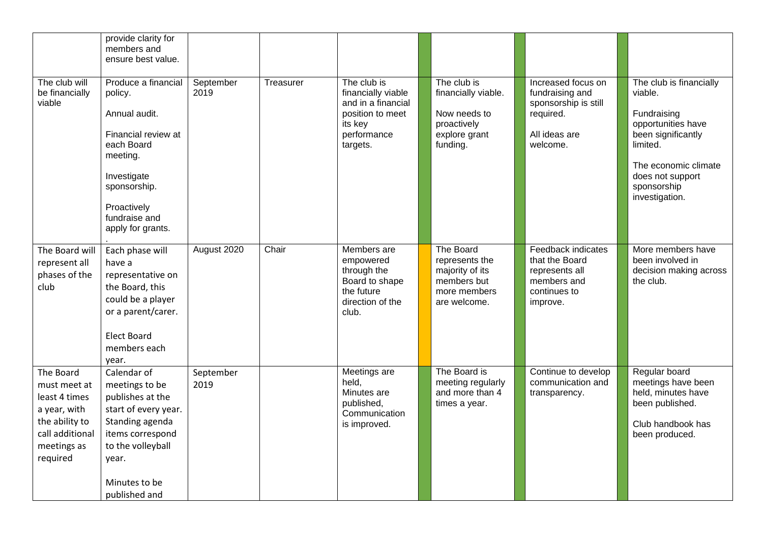| | | | | | | | | | | |
|---|---|---|---|---|---|---|---|---|---|---|
| | provide clarity for members and ensure best value. | | | | | | | | | |
| The club will be financially viable | Produce a financial policy.<br><br>Annual audit.<br><br>Financial review at each Board meeting.<br><br>Investigate sponsorship.<br><br>Proactively fundraise and apply for grants.<br>. | September 2019 | Treasurer | The club is financially viable and in a financial position to meet its key performance targets. | | The club is financially viable.<br><br>Now needs to proactively explore grant funding. | | Increased focus on fundraising and sponsorship is still required.<br><br>All ideas are welcome. | | The club is financially viable.<br><br>Fundraising opportunities have been significantly limited.<br><br>The economic climate does not support sponsorship investigation. |
| The Board will represent all phases of the club | Each phase will have a representative on the Board, this could be a player or a parent/carer.<br><br>Elect Board members each year. | August 2020 | Chair | Members are empowered through the Board to shape the future direction of the club. | | The Board represents the majority of its members but more members are welcome. | | Feedback indicates that the Board represents all members and continues to improve. | | More members have been involved in decision making across the club. |
| The Board must meet at least 4 times a year, with the ability to call additional meetings as required | Calendar of meetings to be publishes at the start of every year. Standing agenda items correspond to the volleyball year.<br><br>Minutes to be published and | September 2019 | | Meetings are held,<br>Minutes are published,<br>Communication is improved. | | The Board is meeting regularly and more than 4 times a year. | | Continue to develop communication and transparency. | | Regular board meetings have been held, minutes have been published.<br><br>Club handbook has been produced. |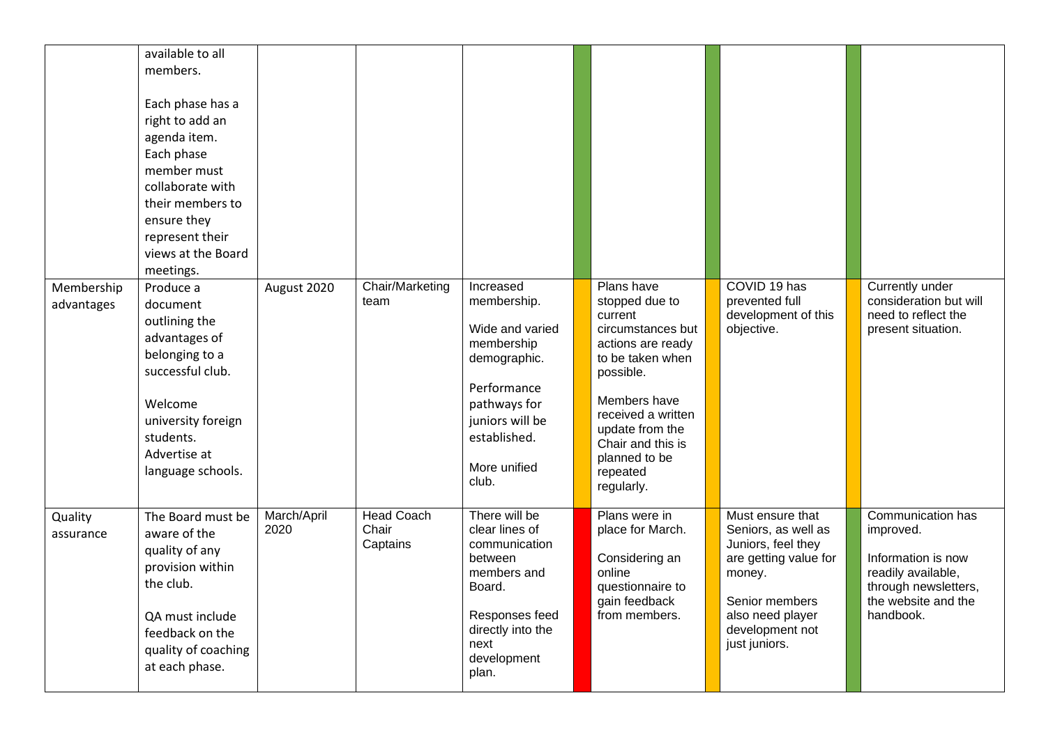| | | | | | | | | | | |
|---|---|---|---|---|---|---|---|---|---|---|
| | available to all members.<br><br>Each phase has a right to add an agenda item.<br>Each phase member must collaborate with their members to ensure they represent their views at the Board meetings. | | | | | | | | | |
| Membership advantages | Produce a document outlining the advantages of belonging to a successful club.<br><br>Welcome university foreign students.<br>Advertise at language schools. | August 2020 | Chair/Marketing team | Increased membership.<br><br>Wide and varied membership demographic.<br><br>Performance pathways for juniors will be established.<br><br>More unified club. | | Plans have stopped due to current circumstances but actions are ready to be taken when possible.<br><br>Members have received a written update from the Chair and this is planned to be repeated regularly. | | COVID 19 has prevented full development of this objective. | | Currently under consideration but will need to reflect the present situation. |
| Quality assurance | The Board must be aware of the quality of any provision within the club.<br><br>QA must include feedback on the quality of coaching at each phase. | March/April 2020 | Head Coach<br>Chair<br>Captains | There will be clear lines of communication between members and Board.<br><br>Responses feed directly into the next development plan. | | Plans were in place for March.<br><br>Considering an online questionnaire to gain feedback from members. | | Must ensure that Seniors, as well as Juniors, feel they are getting value for money.<br><br>Senior members also need player development not just juniors. | | Communication has improved.<br><br>Information is now readily available, through newsletters, the website and the handbook. |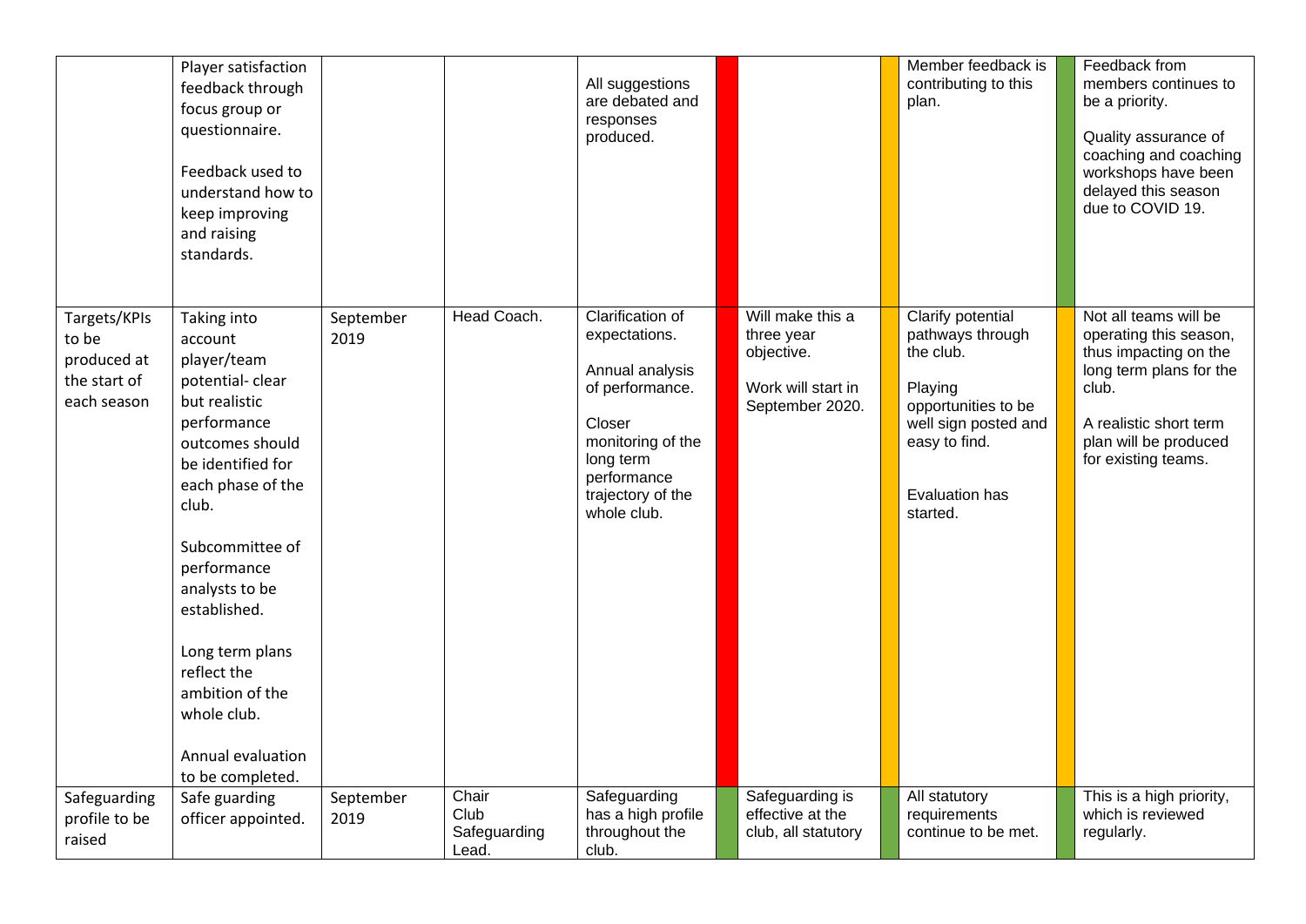| | | | | | | | | | | |
|---|---|---|---|---|---|---|---|---|---|---|
| | Player satisfaction feedback through focus group or questionnaire.<br><br>Feedback used to understand how to keep improving and raising standards. | | | All suggestions are debated and responses produced. | | | | Member feedback is contributing to this plan. | | Feedback from members continues to be a priority.<br><br>Quality assurance of coaching and coaching workshops have been delayed this season due to COVID 19. |
| Targets/KPIs to be produced at the start of each season | Taking into account player/team potential- clear but realistic performance outcomes should be identified for each phase of the club.<br><br>Subcommittee of performance analysts to be established.<br><br>Long term plans reflect the ambition of the whole club.<br><br>Annual evaluation to be completed. | September 2019 | Head Coach. | Clarification of expectations.<br><br>Annual analysis of performance.<br><br>Closer monitoring of the long term performance trajectory of the whole club. | | Will make this a three year objective.<br><br>Work will start in September 2020. | | Clarify potential pathways through the club.<br><br>Playing opportunities to be well sign posted and easy to find.<br><br>Evaluation has started. | | Not all teams will be operating this season, thus impacting on the long term plans for the club.<br><br>A realistic short term plan will be produced for existing teams. |
| Safeguarding profile to be raised | Safe guarding officer appointed. | September 2019 | Chair<br>Club Safeguarding Lead. | Safeguarding has a high profile throughout the club. | | Safeguarding is effective at the club, all statutory | | All statutory requirements continue to be met. | | This is a high priority, which is reviewed regularly. |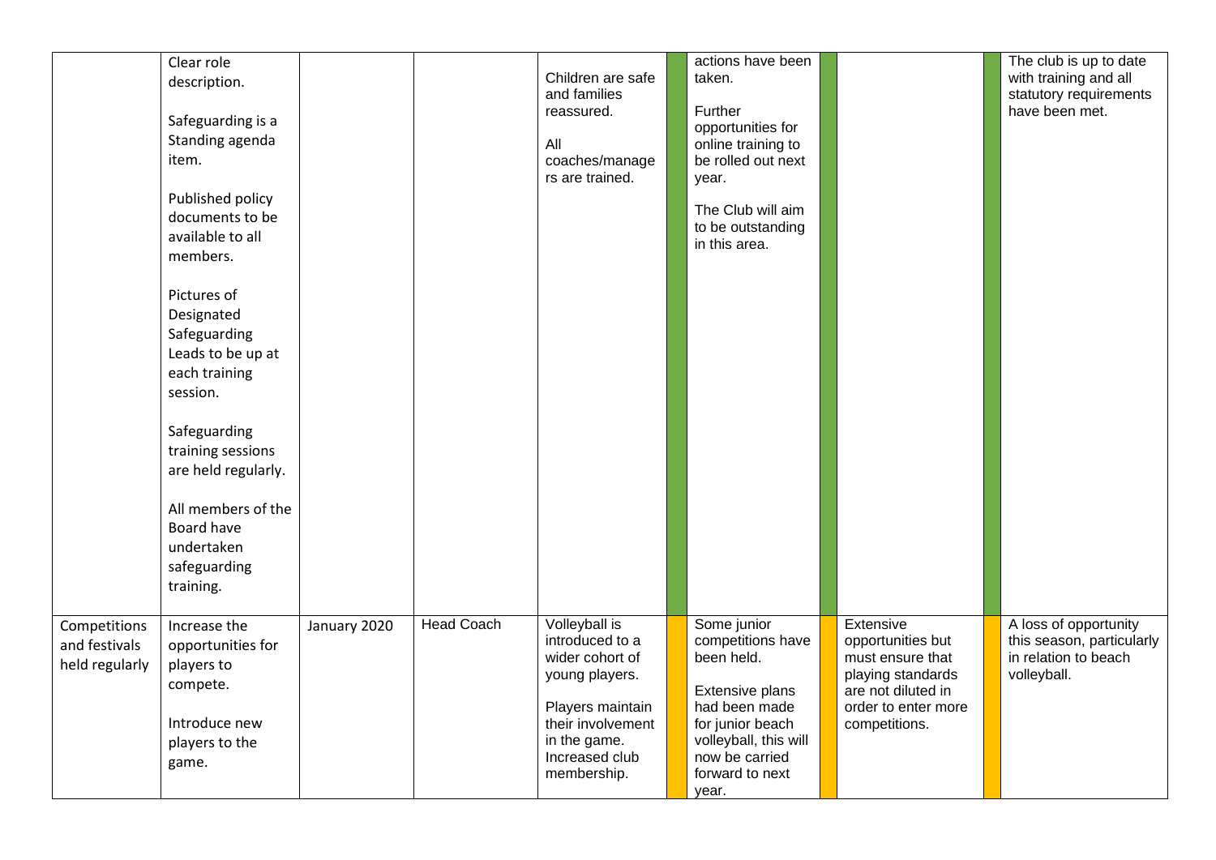| | | | | | | | | | | |
|---|---|---|---|---|---|---|---|---|---|---|
| | Clear role description.<br><br>Safeguarding is a Standing agenda item.<br><br>Published policy documents to be available to all members.<br><br>Pictures of Designated Safeguarding Leads to be up at each training session.<br><br>Safeguarding training sessions are held regularly.<br><br>All members of the Board have undertaken safeguarding training. | | | Children are safe and families reassured.<br><br>All coaches/managers are trained. | | actions have been taken.<br><br>Further opportunities for online training to be rolled out next year.<br><br>The Club will aim to be outstanding in this area. | | | | The club is up to date with training and all statutory requirements have been met. |
| Competitions and festivals held regularly | Increase the opportunities for players to compete.<br><br>Introduce new players to the game. | January 2020 | Head Coach | Volleyball is introduced to a wider cohort of young players.<br><br>Players maintain their involvement in the game. Increased club membership. | | Some junior competitions have been held.<br><br>Extensive plans had been made for junior beach volleyball, this will now be carried forward to next year. | | Extensive opportunities but must ensure that playing standards are not diluted in order to enter more competitions. | | A loss of opportunity this season, particularly in relation to beach volleyball. |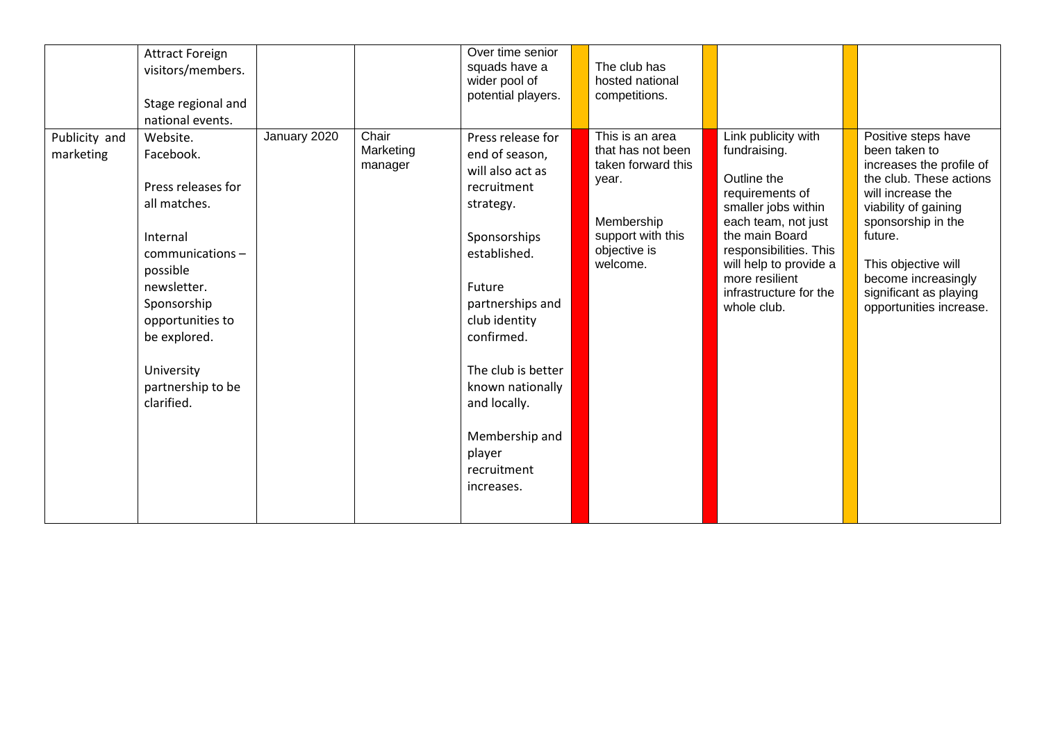| | | | | | | | | | | |
|---|---|---|---|---|---|---|---|---|---|---|
| | Attract Foreign visitors/members.<br><br>Stage regional and national events. | | | Over time senior squads have a wider pool of potential players. | | The club has hosted national competitions. | | | | |
| Publicity and marketing | Website.<br>Facebook.<br><br>Press releases for all matches.<br><br>Internal communications – possible newsletter.<br>Sponsorship opportunities to be explored.<br><br>University partnership to be clarified. | January 2020 | Chair<br>Marketing manager | Press release for end of season, will also act as recruitment strategy.<br><br>Sponsorships established.<br><br>Future partnerships and club identity confirmed.<br><br>The club is better known nationally and locally.<br><br>Membership and player recruitment increases. | | This is an area that has not been taken forward this year.<br><br>Membership support with this objective is welcome. | | Link publicity with fundraising.<br><br>Outline the requirements of smaller jobs within each team, not just the main Board responsibilities. This will help to provide a more resilient infrastructure for the whole club. | | Positive steps have been taken to increases the profile of the club. These actions will increase the viability of gaining sponsorship in the future.<br><br>This objective will become increasingly significant as playing opportunities increase. |